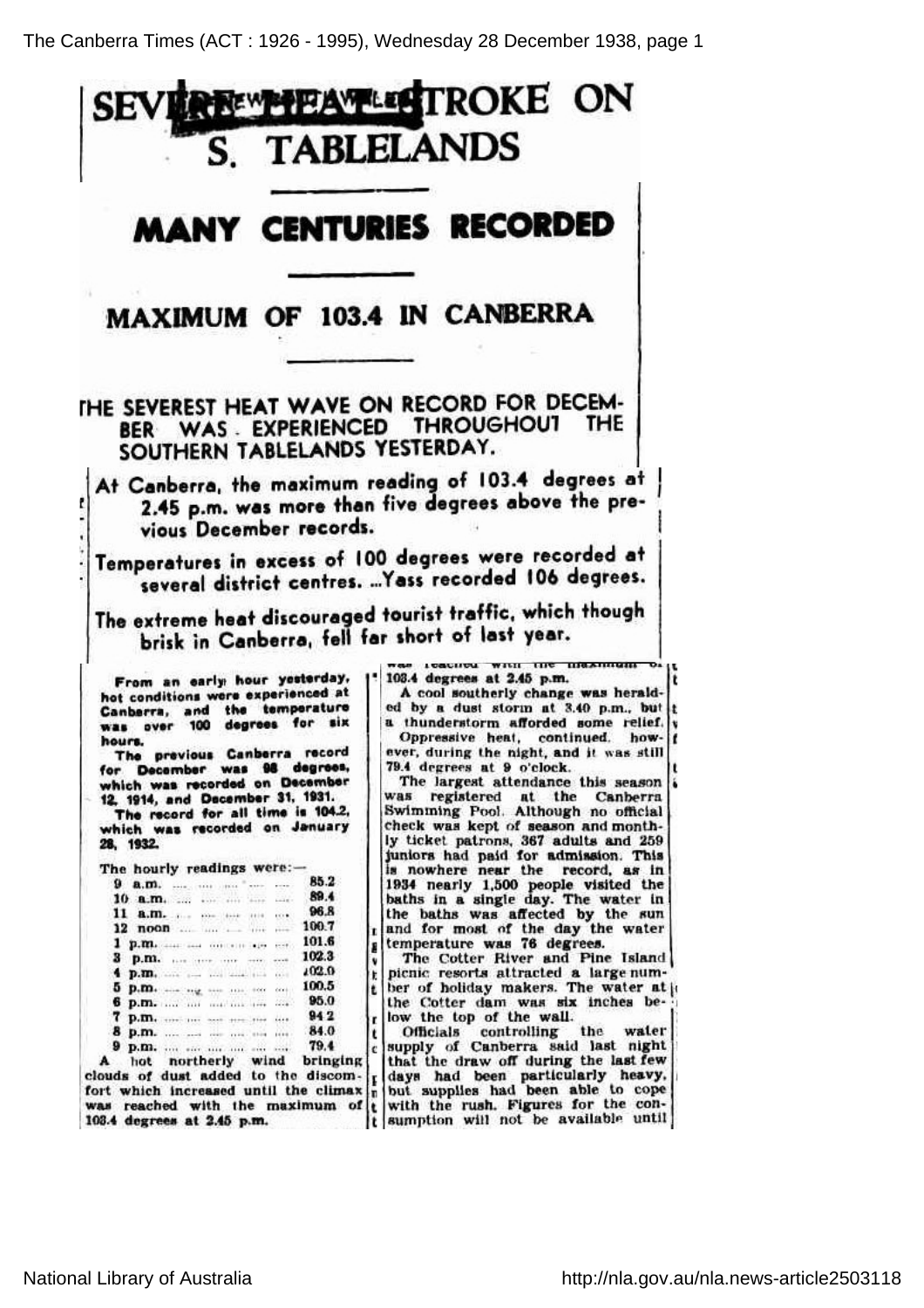# SEVERE HEAT STROKE ON S. TABLELANDS

## MANY CENTURIES RECORDED

## MAXIMUM OF 103.4 IN CANBERRA

**THE SEVEREST HEAT WAVE ON RECORD FOR DECEMBER WAS EXPERIENCED THROUGHOUT THE SOUTHERN TABLELANDS YESTERDAY.**

**At Canberra, the maximum reading of 103.4 degrees at 2.45 p.m. was more than five degrees above the previous December records.**

**Temperatures in excess of 100 degrees were recorded at several district centres. ...Yass recorded 106 degrees.**

**The extreme heat discouraged tourist traffic, which though brisk in Canberra, fell far short of last year.**

**From an early hour yesterday, hot conditions were experienced at Canberra, and the temperature was over 100 degrees for six hours.**

**The previous Canberra record for December was 98 degrees, which was recorded on December 12, 1914, and December 31, 1931.**

**The record for all time is 104.2, which was recorded on January 28, 1932.**

The hourly readings were:—

| | |
|---|---|
| 9 a.m. | 85.2 |
| 10 a.m. | 89.4 |
| 11 a.m. | 96.8 |
| 12 noon | 100.7 |
| 1 p.m. | 101.6 |
| 3 p.m. | 102.3 |
| 4 p.m. | 102.0 |
| 5 p.m. | 100.5 |
| 6 p.m. | 95.0 |
| 7 p.m. | 94.2 |
| 8 p.m. | 84.0 |
| 9 p.m. | 79.4 |

A hot northerly wind bringing clouds of dust added to the discomfort which increased until the climax was reached with the maximum of 103.4 degrees at 2.45 p.m.

A cool southerly change was heralded by a dust storm at 3.40 p.m., but a thunderstorm afforded some relief.

Oppressive heat, continued, however, during the night, and it was still 79.4 degrees at 9 o'clock.

The largest attendance this season was registered at the Canberra Swimming Pool. Although no official check was kept of season and monthly ticket patrons, 367 adults and 259 juniors had paid for admission. This is nowhere near the record, as in 1934 nearly 1,500 people visited the baths in a single day. The water in the baths was affected by the sun and for most of the day the water temperature was 76 degrees.

The Cotter River and Pine Island picnic resorts attracted a large number of holiday makers. The water at the Cotter dam was six inches below the top of the wall.

Officials controlling the water supply of Canberra said last night that the draw off during the last few days had been particularly heavy, but supplies had been able to cope with the rush. Figures for the consumption will not be available until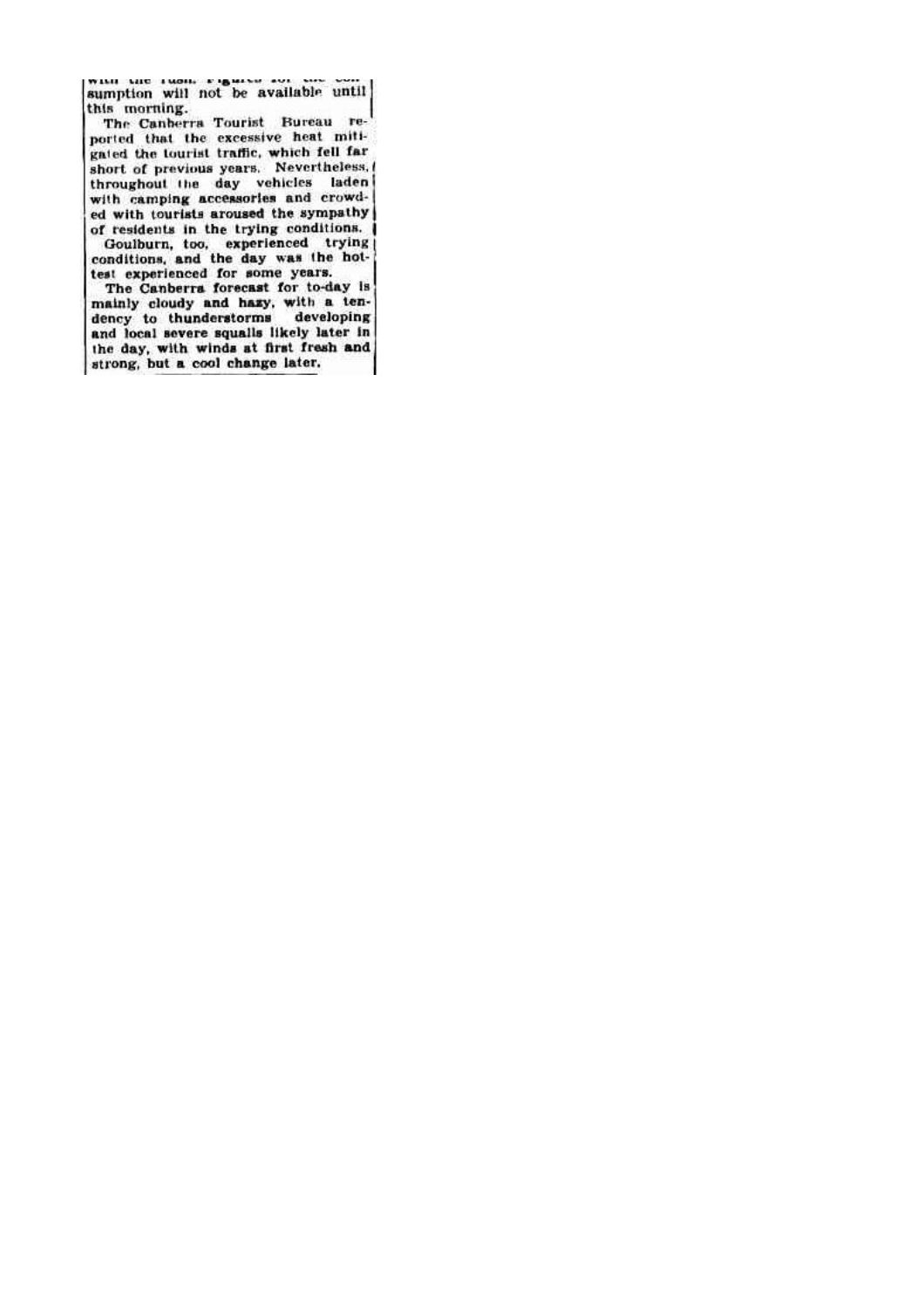with the rush. Figures for the consumption will not be available until this morning.

The Canberra Tourist Bureau reported that the excessive heat mitigated the tourist traffic, which fell far short of previous years. Nevertheless, throughout the day vehicles laden with camping accessories and crowded with tourists aroused the sympathy of residents in the trying conditions.

Goulburn, too, experienced trying conditions, and the day was the hottest experienced for some years.

The Canberra forecast for to-day is mainly cloudy and hazy, with a tendency to thunderstorms developing and local severe squalls likely later in the day, with winds at first fresh and strong, but a cool change later.